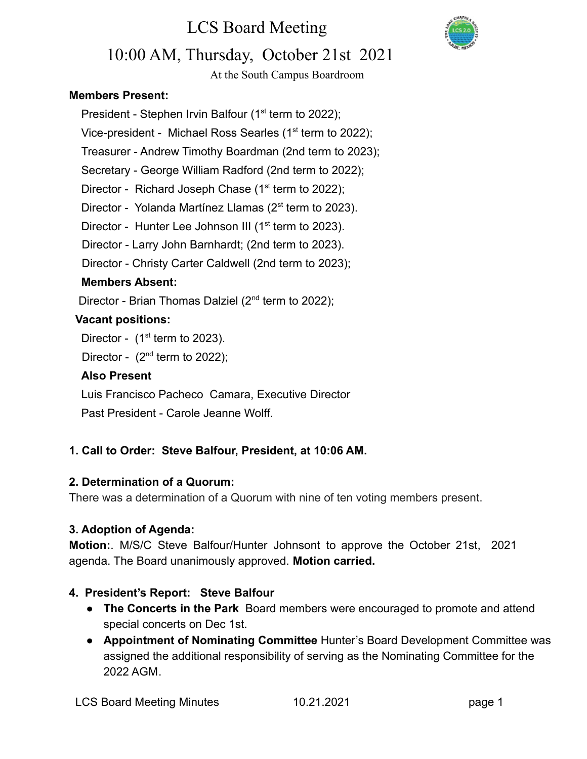# LCS Board Meeting

## 10:00 AM, Thursday, October 21st 2021

At the South Campus Boardroom

**Members Present:**

President - Stephen Irvin Balfour (1st term to 2022);

Vice-president - Michael Ross Searles (1st term to 2022);

Treasurer - Andrew Timothy Boardman (2nd term to 2023);

Secretary - George William Radford (2nd term to 2022);

Director - Richard Joseph Chase (1st term to 2022);

Director - Yolanda Martínez Llamas (2st term to 2023).

Director - Hunter Lee Johnson III (1st term to 2023).

Director - Larry John Barnhardt; (2nd term to 2023).

Director - Christy Carter Caldwell (2nd term to 2023);

**Members Absent:**

Director - Brian Thomas Dalziel (2nd term to 2022);

**Vacant positions:**

Director - (1st term to 2023).

Director - (2nd term to 2022);

**Also Present**

Luis Francisco Pacheco Camara, Executive Director

Past President - Carole Jeanne Wolff.

**1. Call to Order: Steve Balfour, President, at 10:06 AM.**

**2. Determination of a Quorum:**

There was a determination of a Quorum with nine of ten voting members present.

**3. Adoption of Agenda:**

**Motion:**. M/S/C Steve Balfour/Hunter Johnsont to approve the October 21st, 2021 agenda. The Board unanimously approved. **Motion carried.**

**4. President's Report: Steve Balfour**

- **The Concerts in the Park** Board members were encouraged to promote and attend special concerts on Dec 1st.
- **Appointment of Nominating Committee** Hunter's Board Development Committee was assigned the additional responsibility of serving as the Nominating Committee for the 2022 AGM.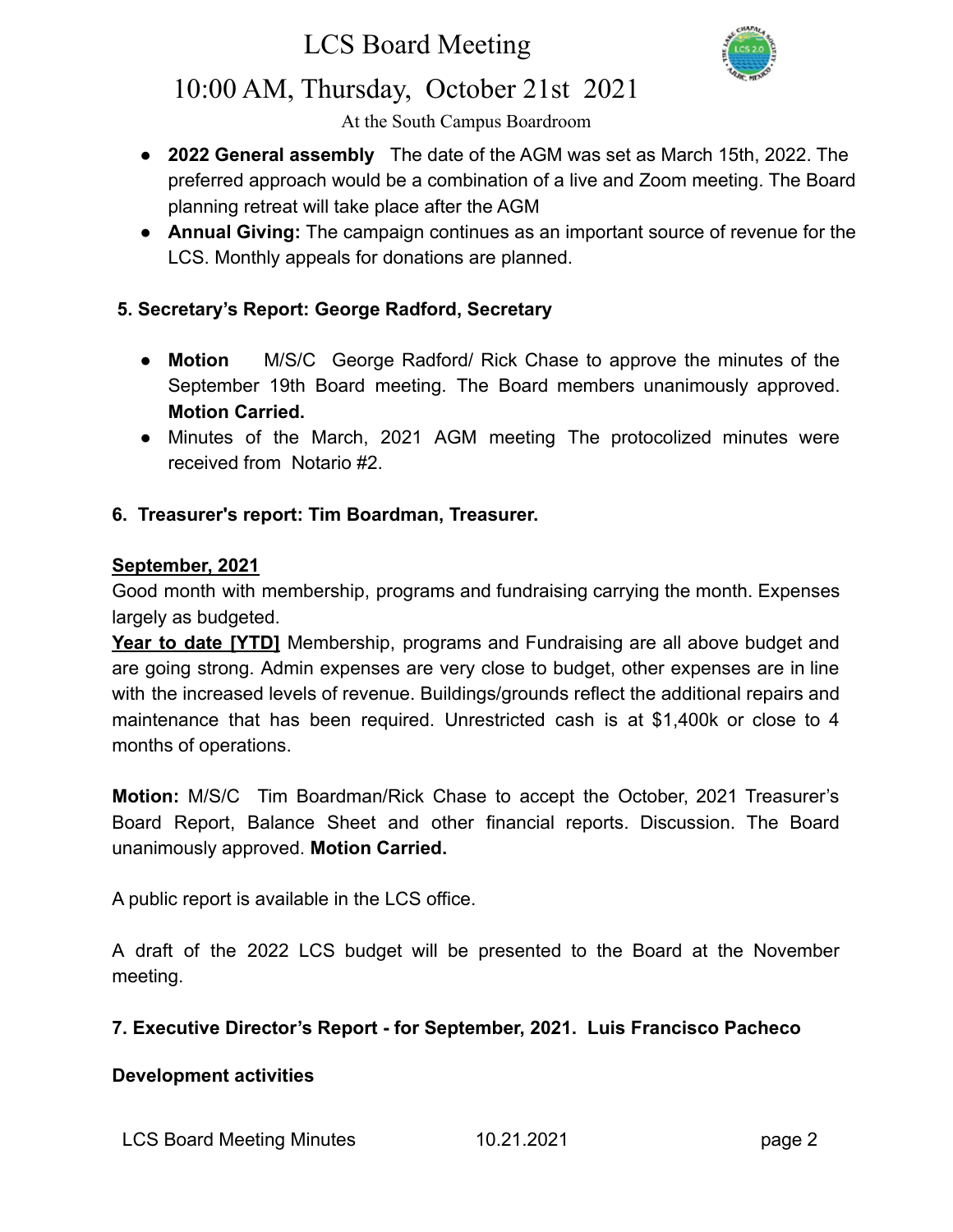- **2022 General assembly** The date of the AGM was set as March 15th, 2022. The preferred approach would be a combination of a live and Zoom meeting. The Board planning retreat will take place after the AGM
- **Annual Giving:** The campaign continues as an important source of revenue for the LCS. Monthly appeals for donations are planned.

**5. Secretary's Report: George Radford, Secretary**

- **Motion** M/S/C George Radford/ Rick Chase to approve the minutes of the September 19th Board meeting. The Board members unanimously approved. **Motion Carried.**
- Minutes of the March, 2021 AGM meeting The protocolized minutes were received from Notario #2.

**6. Treasurer's report: Tim Boardman, Treasurer.**

**September, 2021**

Good month with membership, programs and fundraising carrying the month. Expenses largely as budgeted.

**Year to date [YTD]** Membership, programs and Fundraising are all above budget and are going strong. Admin expenses are very close to budget, other expenses are in line with the increased levels of revenue. Buildings/grounds reflect the additional repairs and maintenance that has been required. Unrestricted cash is at $1,400k or close to 4 months of operations.

**Motion:** M/S/C Tim Boardman/Rick Chase to accept the October, 2021 Treasurer's Board Report, Balance Sheet and other financial reports. Discussion. The Board unanimously approved. **Motion Carried.**

A public report is available in the LCS office.

A draft of the 2022 LCS budget will be presented to the Board at the November meeting.

**7. Executive Director's Report - for September, 2021. Luis Francisco Pacheco**

**Development activities**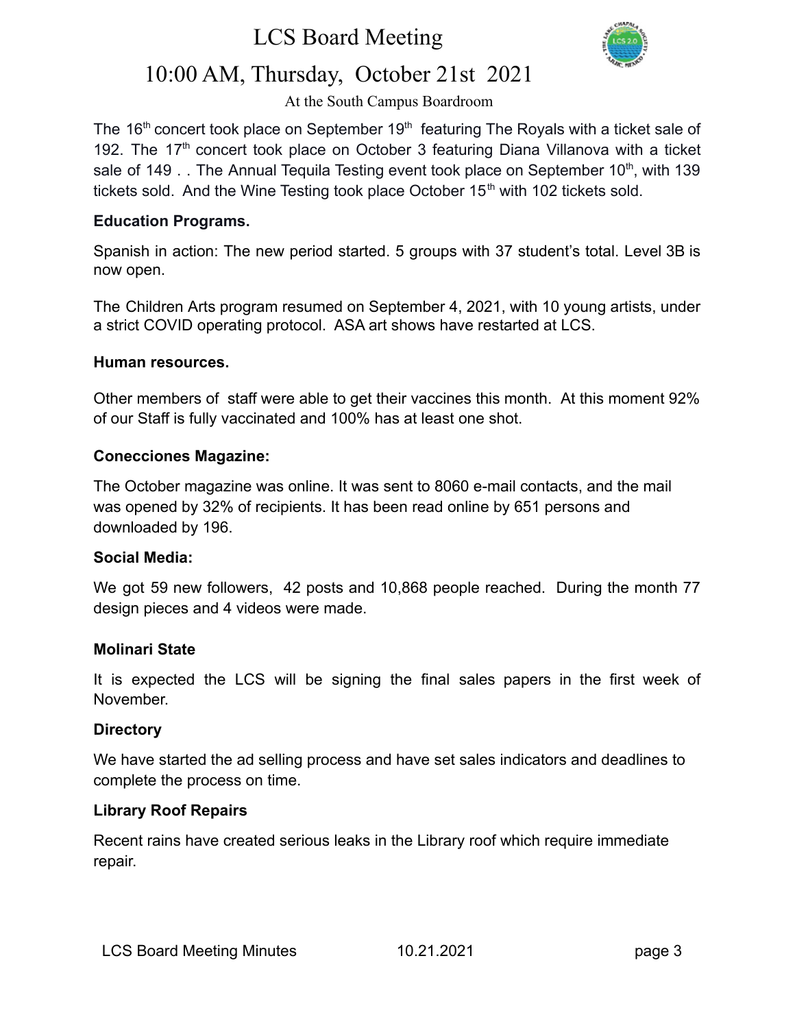The 16th concert took place on September 19th featuring The Royals with a ticket sale of 192. The 17th concert took place on October 3 featuring Diana Villanova with a ticket sale of 149 . . The Annual Tequila Testing event took place on September 10th, with 139 tickets sold. And the Wine Testing took place October 15th with 102 tickets sold.

**Education Programs.**

Spanish in action: The new period started. 5 groups with 37 student's total. Level 3B is now open.

The Children Arts program resumed on September 4, 2021, with 10 young artists, under a strict COVID operating protocol. ASA art shows have restarted at LCS.

**Human resources.**

Other members of staff were able to get their vaccines this month. At this moment 92% of our Staff is fully vaccinated and 100% has at least one shot.

**Conecciones Magazine:**

The October magazine was online. It was sent to 8060 e-mail contacts, and the mail was opened by 32% of recipients. It has been read online by 651 persons and downloaded by 196.

**Social Media:**

We got 59 new followers, 42 posts and 10,868 people reached. During the month 77 design pieces and 4 videos were made.

**Molinari State**

It is expected the LCS will be signing the final sales papers in the first week of November.

**Directory**

We have started the ad selling process and have set sales indicators and deadlines to complete the process on time.

**Library Roof Repairs**

Recent rains have created serious leaks in the Library roof which require immediate repair.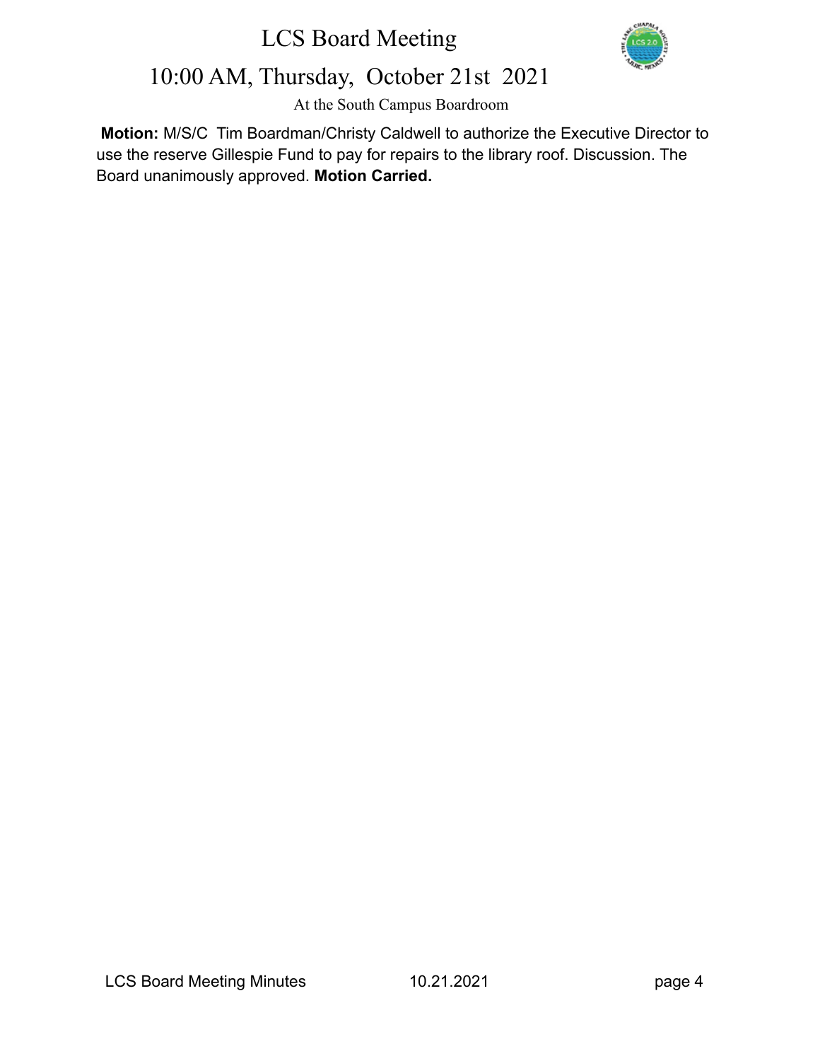**Motion:** M/S/C Tim Boardman/Christy Caldwell to authorize the Executive Director to use the reserve Gillespie Fund to pay for repairs to the library roof. Discussion. The Board unanimously approved. **Motion Carried.**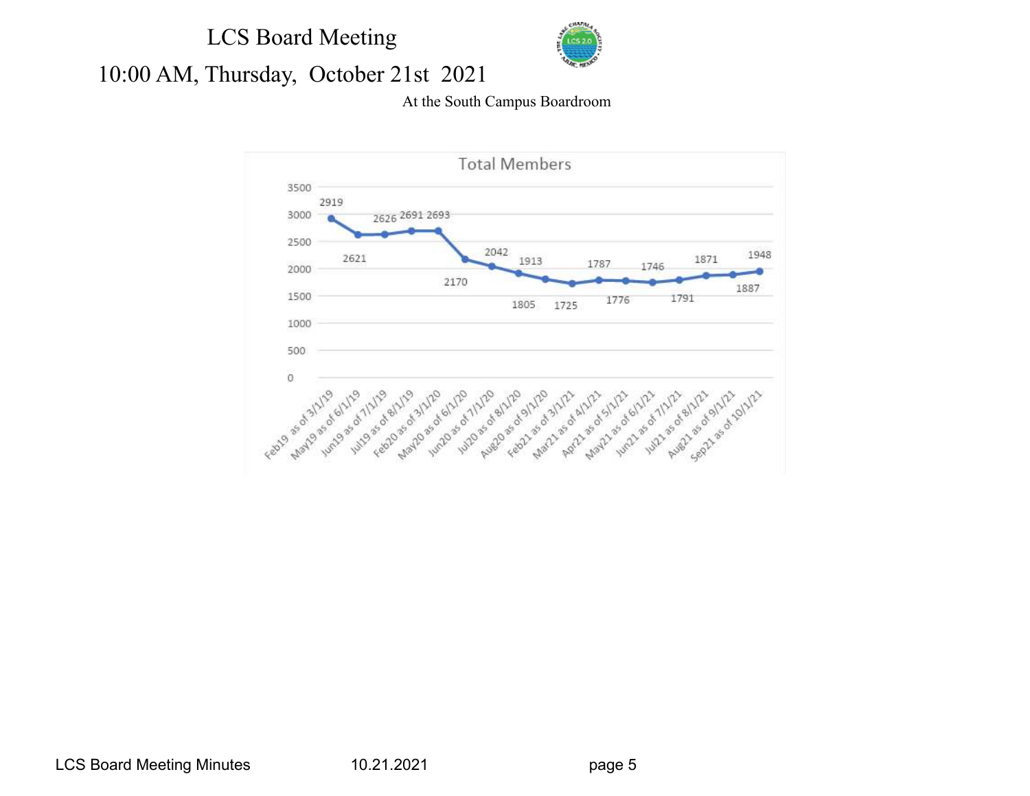# LCS Board Meeting

## 10:00 AM, Thursday, October 21st 2021

At the South Campus Boardroom

**Total Members**

| Period | Total Members |
|---|---|
| Feb19 as of 3/1/19 | 2919 |
| May19 as of 6/1/19 | 2621 |
| Jun19 as of 7/1/19 | 2626 |
| Jul19 as of 8/1/19 | 2691 |
| Feb20 as of 3/1/20 | 2693 |
| May20 as of 6/1/20 | 2170 |
| Jun20 as of 7/1/20 | 2042 |
| Jul20 as of 8/1/20 | 1913 |
| Aug20 as of 9/1/20 | 1805 |
| Feb21 as of 3/1/21 | 1725 |
| Mar21 as of 4/1/21 | 1787 |
| Apr21 as of 5/1/21 | 1776 |
| May21 as of 6/1/21 | 1746 |
| Jun21 as of 7/1/21 | 1791 |
| Jul21 as of 8/1/21 | 1871 |
| Aug21 as of 9/1/21 | 1887 |
| Sep21 as of 10/1/21 | 1948 |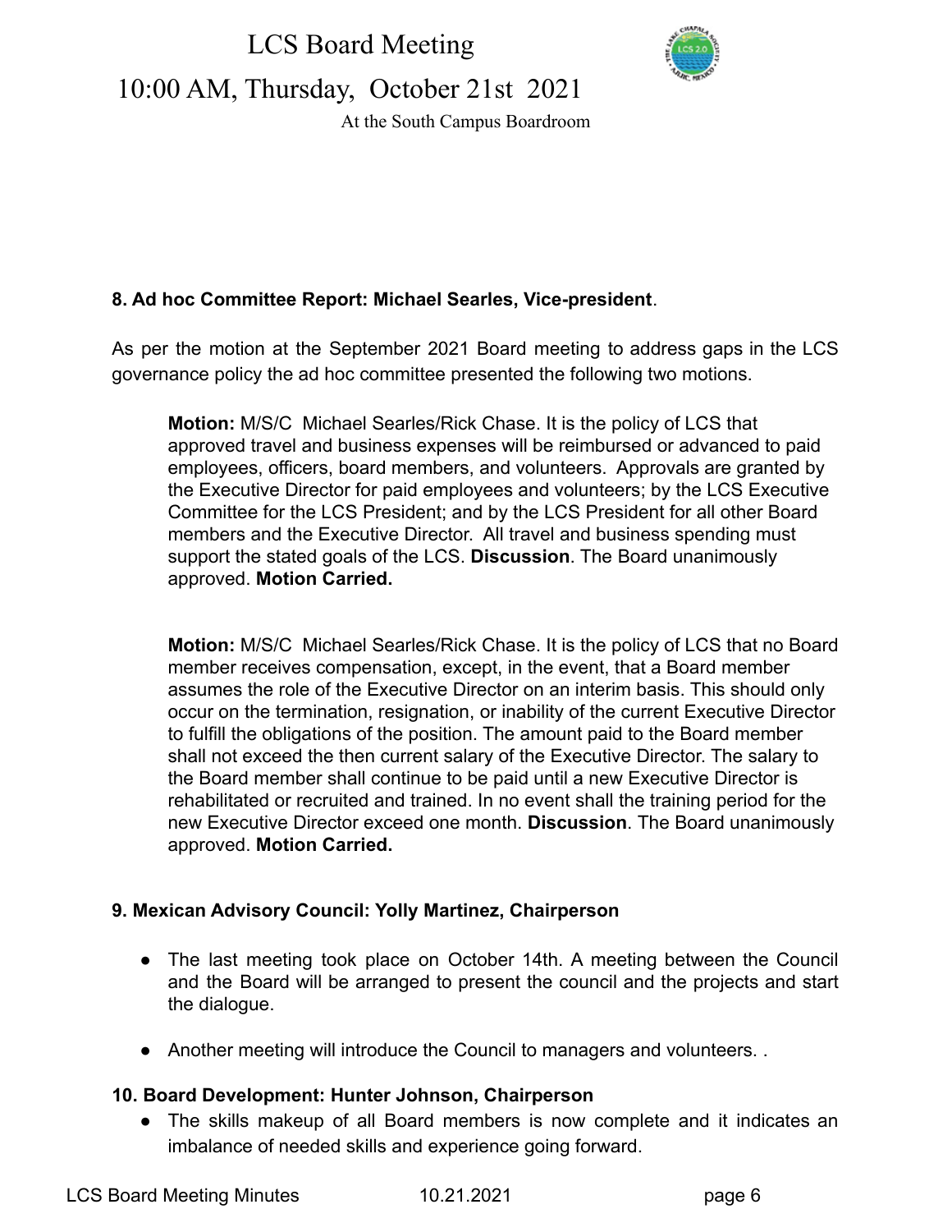**8. Ad hoc Committee Report: Michael Searles, Vice-president**.

As per the motion at the September 2021 Board meeting to address gaps in the LCS governance policy the ad hoc committee presented the following two motions.

> **Motion:** M/S/C Michael Searles/Rick Chase. It is the policy of LCS that approved travel and business expenses will be reimbursed or advanced to paid employees, officers, board members, and volunteers. Approvals are granted by the Executive Director for paid employees and volunteers; by the LCS Executive Committee for the LCS President; and by the LCS President for all other Board members and the Executive Director. All travel and business spending must support the stated goals of the LCS. **Discussion**. The Board unanimously approved. **Motion Carried.**

> **Motion:** M/S/C Michael Searles/Rick Chase. It is the policy of LCS that no Board member receives compensation, except, in the event, that a Board member assumes the role of the Executive Director on an interim basis. This should only occur on the termination, resignation, or inability of the current Executive Director to fulfill the obligations of the position. The amount paid to the Board member shall not exceed the then current salary of the Executive Director. The salary to the Board member shall continue to be paid until a new Executive Director is rehabilitated or recruited and trained. In no event shall the training period for the new Executive Director exceed one month. **Discussion**. The Board unanimously approved. **Motion Carried.**

**9. Mexican Advisory Council: Yolly Martinez, Chairperson**

- The last meeting took place on October 14th. A meeting between the Council and the Board will be arranged to present the council and the projects and start the dialogue.
- Another meeting will introduce the Council to managers and volunteers. .

**10. Board Development: Hunter Johnson, Chairperson**

- The skills makeup of all Board members is now complete and it indicates an imbalance of needed skills and experience going forward.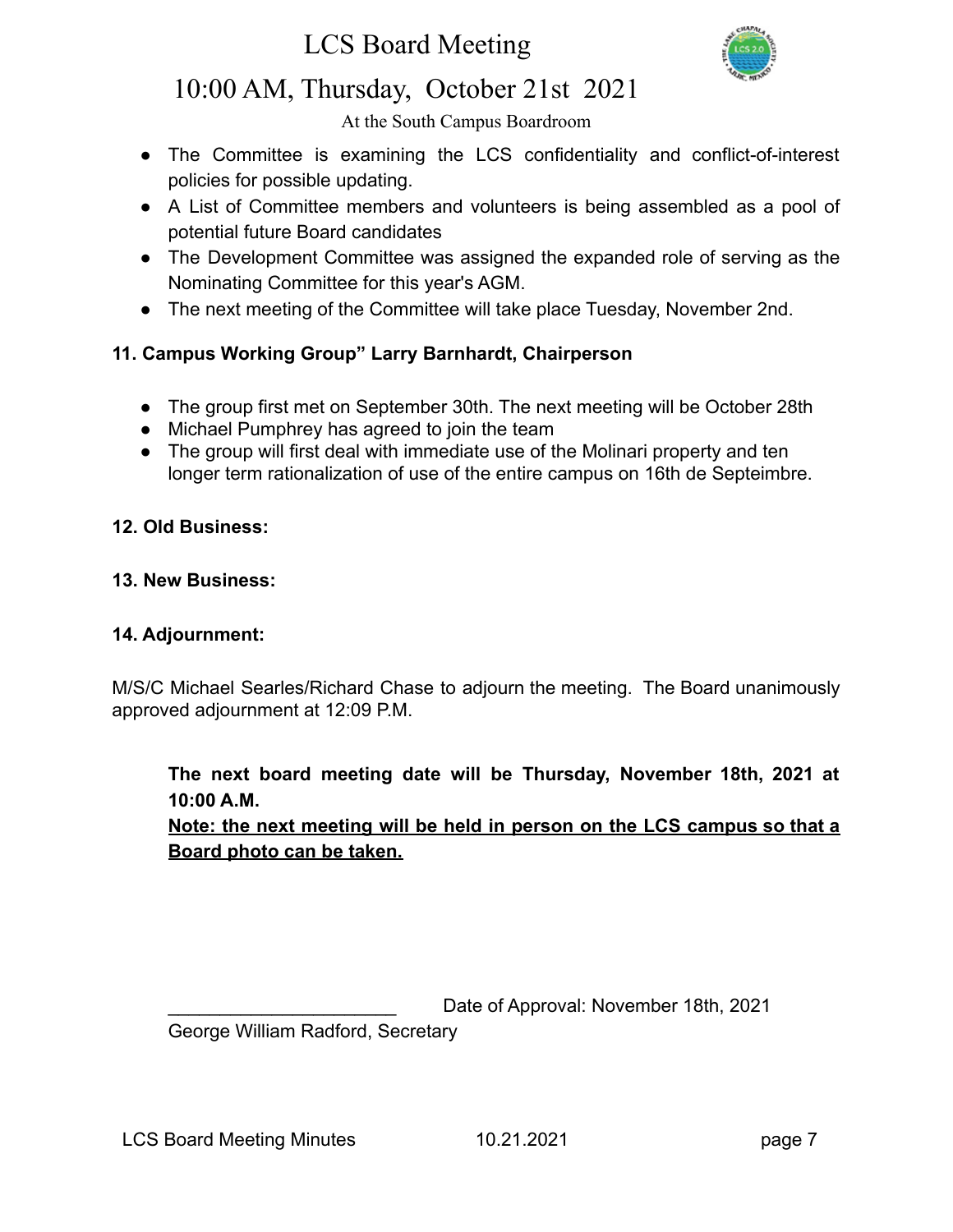- The Committee is examining the LCS confidentiality and conflict-of-interest policies for possible updating.
- A List of Committee members and volunteers is being assembled as a pool of potential future Board candidates
- The Development Committee was assigned the expanded role of serving as the Nominating Committee for this year's AGM.
- The next meeting of the Committee will take place Tuesday, November 2nd.

**11. Campus Working Group" Larry Barnhardt, Chairperson**

- The group first met on September 30th. The next meeting will be October 28th
- Michael Pumphrey has agreed to join the team
- The group will first deal with immediate use of the Molinari property and ten longer term rationalization of use of the entire campus on 16th de Septeimbre.

**12. Old Business:**

**13. New Business:**

**14. Adjournment:**

M/S/C Michael Searles/Richard Chase to adjourn the meeting. The Board unanimously approved adjournment at 12:09 P.M.

**The next board meeting date will be Thursday, November 18th, 2021 at 10:00 A.M.**

**Note: the next meeting will be held in person on the LCS campus so that a Board photo can be taken.**

______________________ Date of Approval: November 18th, 2021

George William Radford, Secretary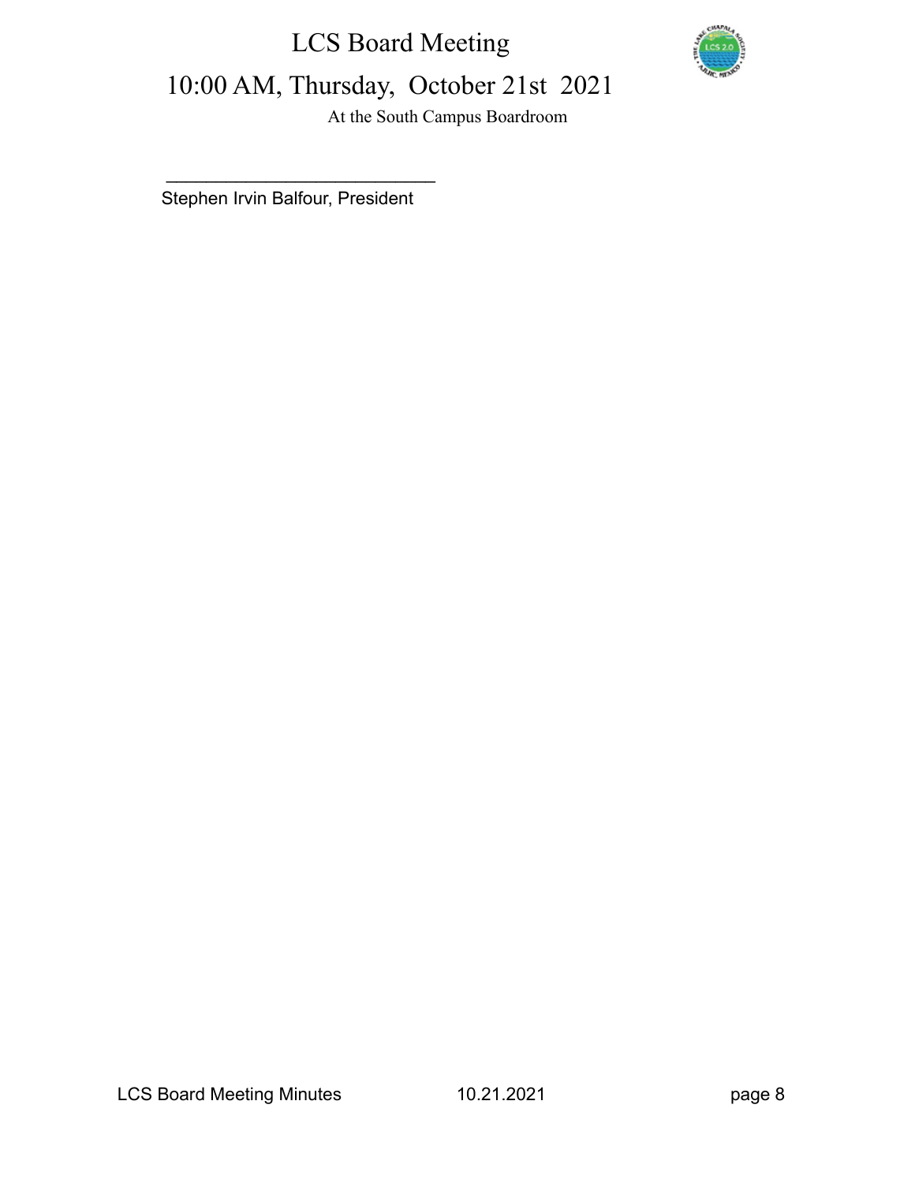\_\_\_\_\_\_\_\_\_\_\_\_\_\_\_\_\_\_\_\_\_\_\_\_\_\_\_\_

Stephen Irvin Balfour, President